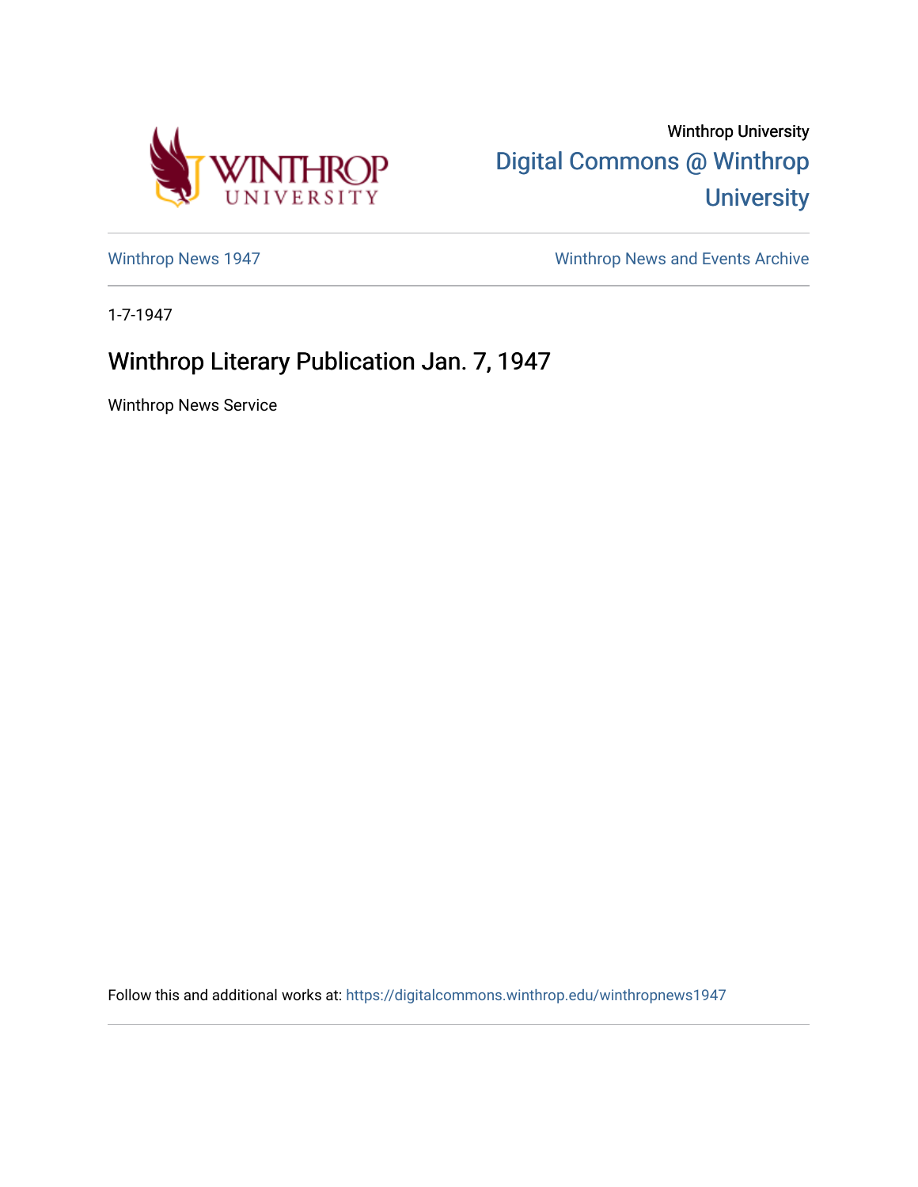Winthrop University

Digital Commons @ Winthrop University

Winthrop News 1947

Winthrop News and Events Archive

1-7-1947

# Winthrop Literary Publication Jan. 7, 1947

Winthrop News Service

Follow this and additional works at: https://digitalcommons.winthrop.edu/winthropnews1947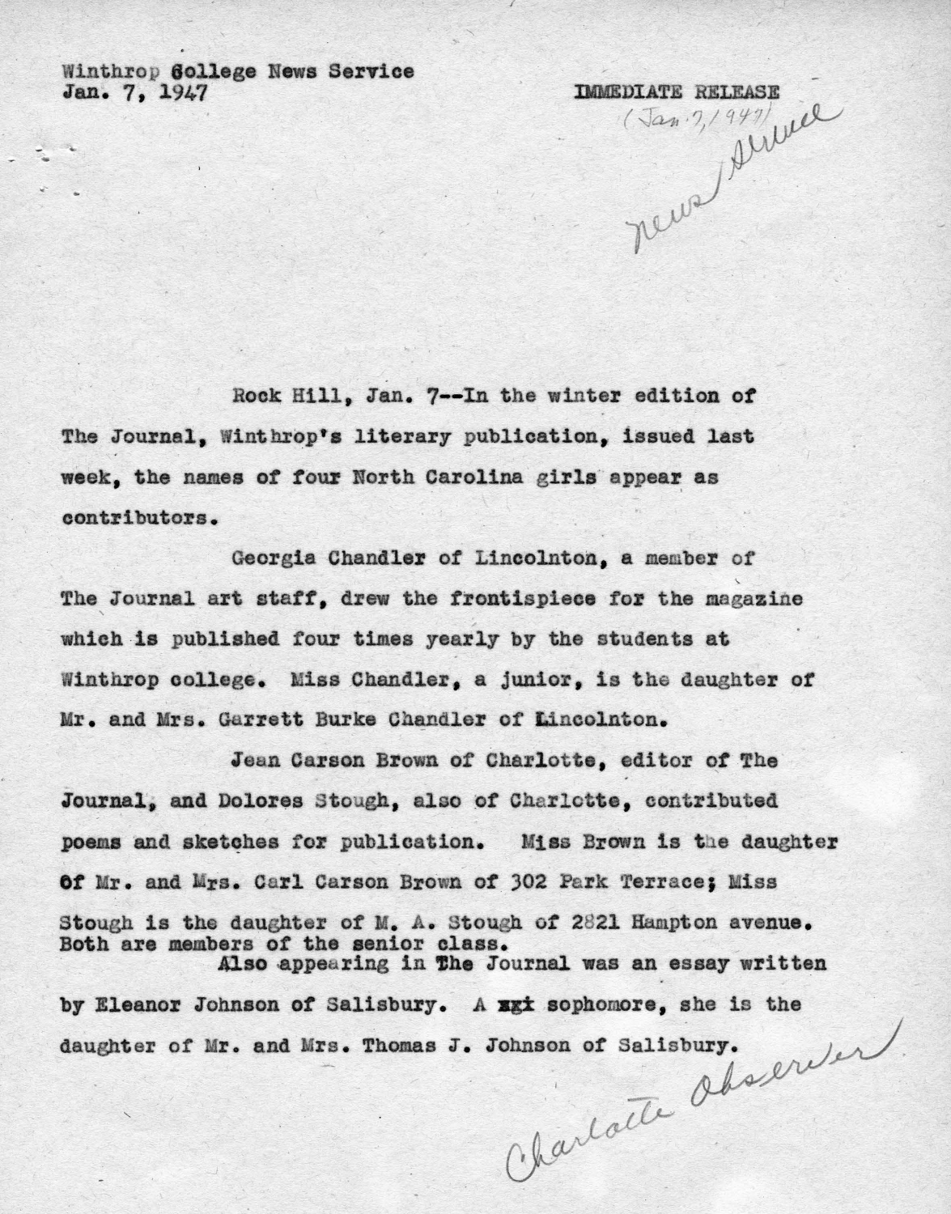Winthrop College News Service
Jan. 7, 1947

IMMEDIATE RELEASE
(Jan. 7, 1947)
News Service

Rock Hill, Jan. 7--In the winter edition of The Journal, Winthrop's literary publication, issued last week, the names of four North Carolina girls appear as contributors.

Georgia Chandler of Lincolnton, a member of The Journal art staff, drew the frontispiece for the magazine which is published four times yearly by the students at Winthrop college. Miss Chandler, a junior, is the daughter of Mr. and Mrs. Garrett Burke Chandler of Lincolnton.

Jean Carson Brown of Charlotte, editor of The Journal, and Dolores Stough, also of Charlotte, contributed poems and sketches for publication. Miss Brown is the daughter of Mr. and Mrs. Carl Carson Brown of 302 Park Terrace; Miss Stough is the daughter of M. A. Stough of 2821 Hampton avenue. Both are members of the senior class.

Also appearing in The Journal was an essay written by Eleanor Johnson of Salisbury. A ~~sgi~~ sophomore, she is the daughter of Mr. and Mrs. Thomas J. Johnson of Salisbury.

Charlotte Observer